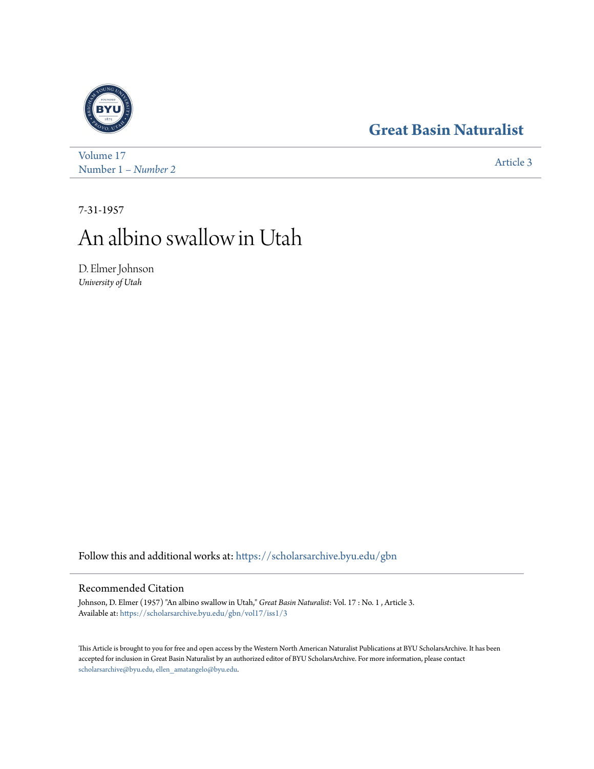# Great Basin Naturalist

Volume 17
Number 1 – *Number 2*

Article 3

7-31-1957

# An albino swallow in Utah

D. Elmer Johnson
*University of Utah*

Follow this and additional works at: https://scholarsarchive.byu.edu/gbn

## Recommended Citation

Johnson, D. Elmer (1957) "An albino swallow in Utah," *Great Basin Naturalist*: Vol. 17 : No. 1 , Article 3.
Available at: https://scholarsarchive.byu.edu/gbn/vol17/iss1/3

This Article is brought to you for free and open access by the Western North American Naturalist Publications at BYU ScholarsArchive. It has been accepted for inclusion in Great Basin Naturalist by an authorized editor of BYU ScholarsArchive. For more information, please contact scholarsarchive@byu.edu, ellen_amatangelo@byu.edu.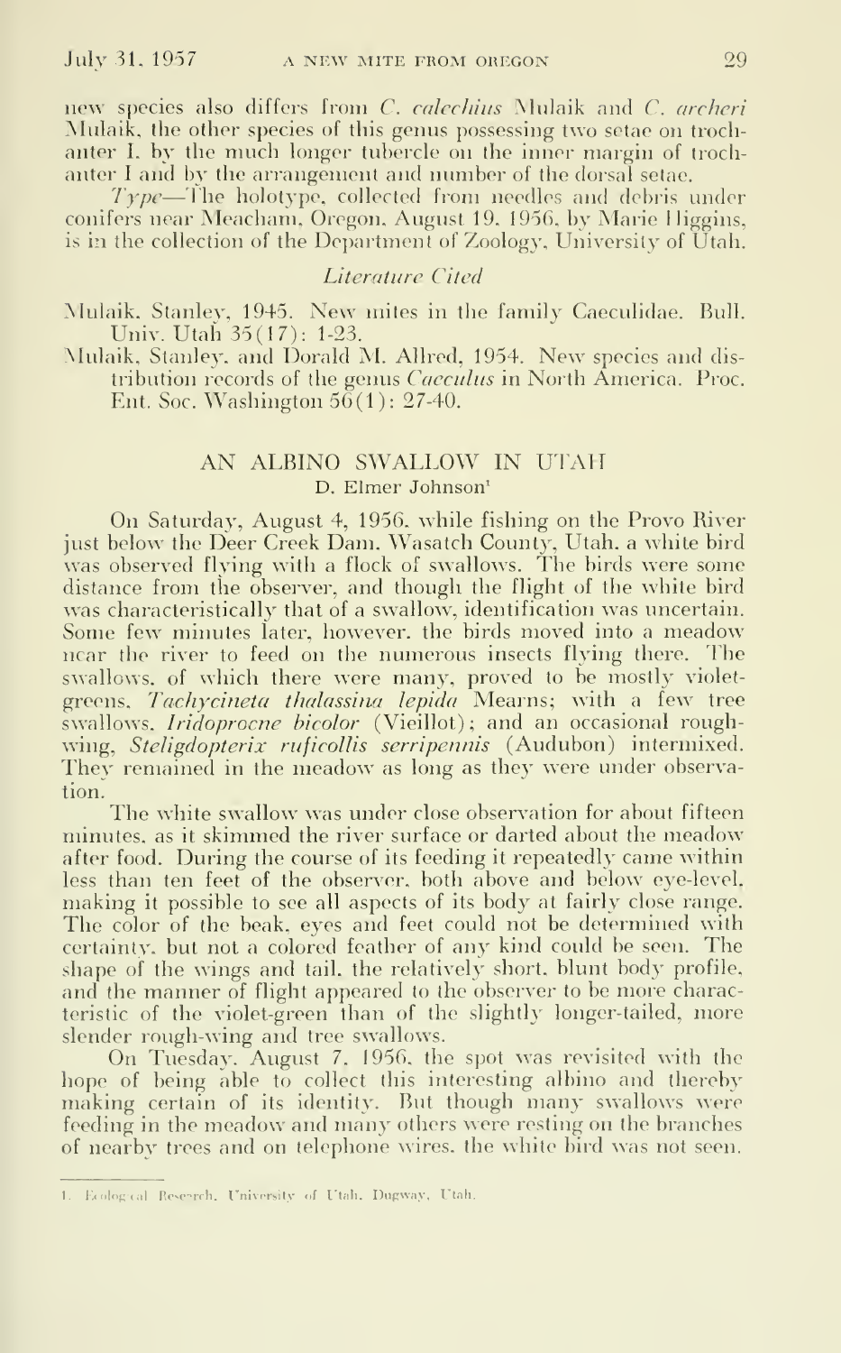new species also differs from *C. calechius* Mulaik and *C. archeri* Mulaik, the other species of this genus possessing two setae on trochanter I, by the much longer tubercle on the inner margin of trochanter I and by the arrangement and number of the dorsal setae.

*Type*—The holotype, collected from needles and debris under conifers near Meacham, Oregon, August 19, 1956, by Marie Higgins, is in the collection of the Department of Zoology, University of Utah.

### *Literature Cited*

Mulaik, Stanley, 1945. New mites in the family Caeculidae. Bull. Univ. Utah 35(17): 1-23.

Mulaik, Stanley, and Dorald M. Allred, 1954. New species and distribution records of the genus *Caeculus* in North America. Proc. Ent. Soc. Washington 56(1): 27-40.

## AN ALBINO SWALLOW IN UTAH

D. Elmer Johnson[1]

On Saturday, August 4, 1956, while fishing on the Provo River just below the Deer Creek Dam, Wasatch County, Utah, a white bird was observed flying with a flock of swallows. The birds were some distance from the observer, and though the flight of the white bird was characteristically that of a swallow, identification was uncertain. Some few minutes later, however, the birds moved into a meadow near the river to feed on the numerous insects flying there. The swallows, of which there were many, proved to be mostly violet-greens, *Tachycineta thalassina lepida* Mearns; with a few tree swallows, *Iridoprocne bicolor* (Vieillot); and an occasional rough-wing, *Steligdopterix ruficollis serripennis* (Audubon) intermixed. They remained in the meadow as long as they were under observation.

The white swallow was under close observation for about fifteen minutes, as it skimmed the river surface or darted about the meadow after food. During the course of its feeding it repeatedly came within less than ten feet of the observer, both above and below eye-level, making it possible to see all aspects of its body at fairly close range. The color of the beak, eyes and feet could not be determined with certainty, but not a colored feather of any kind could be seen. The shape of the wings and tail, the relatively short, blunt body profile, and the manner of flight appeared to the observer to be more characteristic of the violet-green than of the slightly longer-tailed, more slender rough-wing and tree swallows.

On Tuesday, August 7, 1956, the spot was revisited with the hope of being able to collect this interesting albino and thereby making certain of its identity. But though many swallows were feeding in the meadow and many others were resting on the branches of nearby trees and on telephone wires, the white bird was not seen.

1. Ecological Research, University of Utah, Dugway, Utah.